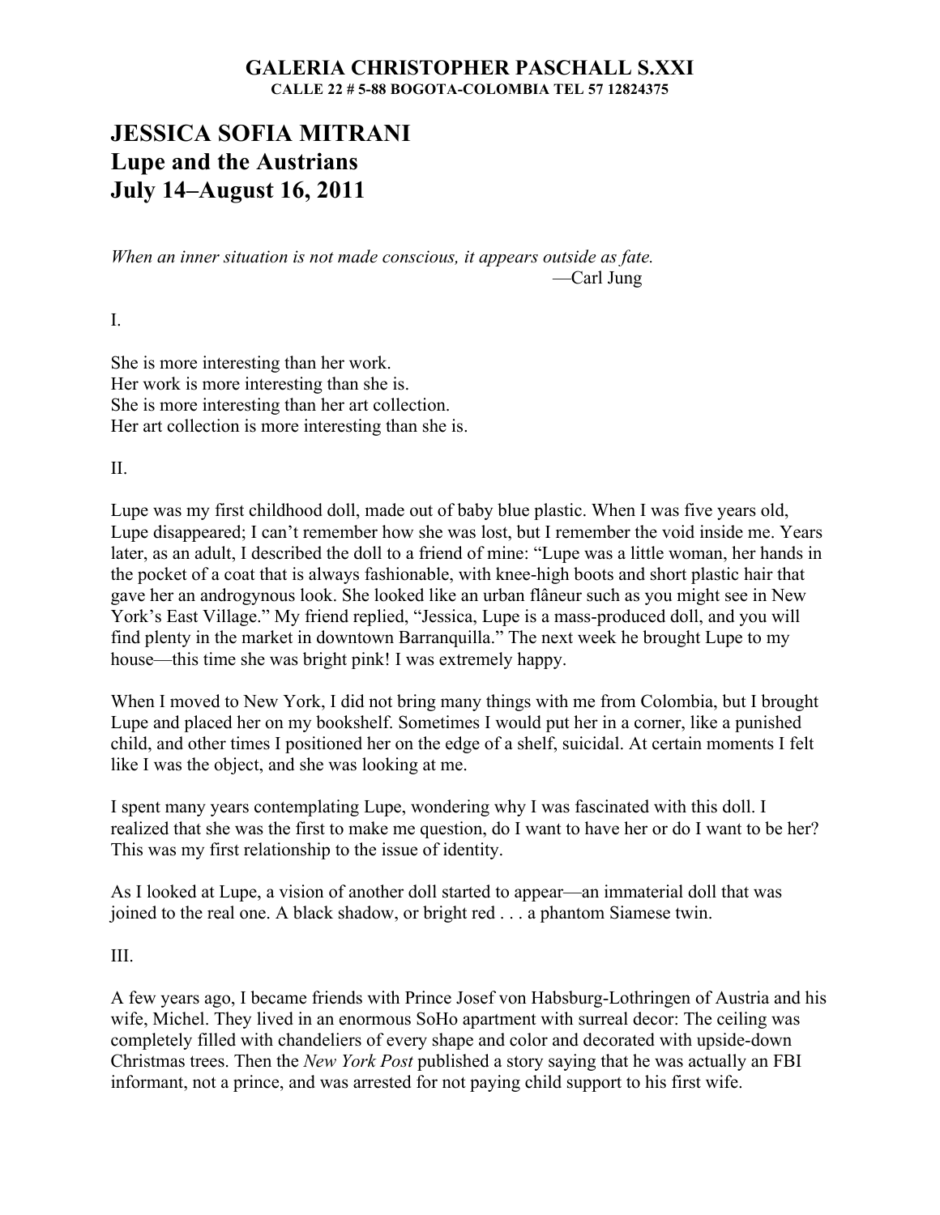**GALERIA CHRISTOPHER PASCHALL S.XXI**
**CALLE 22 # 5-88 BOGOTA-COLOMBIA TEL 57 12824375**

# JESSICA SOFIA MITRANI
# Lupe and the Austrians
# July 14–August 16, 2011

*When an inner situation is not made conscious, it appears outside as fate.*
—Carl Jung

I.

She is more interesting than her work.
Her work is more interesting than she is.
She is more interesting than her art collection.
Her art collection is more interesting than she is.

II.

Lupe was my first childhood doll, made out of baby blue plastic. When I was five years old, Lupe disappeared; I can't remember how she was lost, but I remember the void inside me. Years later, as an adult, I described the doll to a friend of mine: "Lupe was a little woman, her hands in the pocket of a coat that is always fashionable, with knee-high boots and short plastic hair that gave her an androgynous look. She looked like an urban flâneur such as you might see in New York's East Village." My friend replied, "Jessica, Lupe is a mass-produced doll, and you will find plenty in the market in downtown Barranquilla." The next week he brought Lupe to my house—this time she was bright pink! I was extremely happy.

When I moved to New York, I did not bring many things with me from Colombia, but I brought Lupe and placed her on my bookshelf. Sometimes I would put her in a corner, like a punished child, and other times I positioned her on the edge of a shelf, suicidal. At certain moments I felt like I was the object, and she was looking at me.

I spent many years contemplating Lupe, wondering why I was fascinated with this doll. I realized that she was the first to make me question, do I want to have her or do I want to be her? This was my first relationship to the issue of identity.

As I looked at Lupe, a vision of another doll started to appear—an immaterial doll that was joined to the real one. A black shadow, or bright red . . . a phantom Siamese twin.

III.

A few years ago, I became friends with Prince Josef von Habsburg-Lothringen of Austria and his wife, Michel. They lived in an enormous SoHo apartment with surreal decor: The ceiling was completely filled with chandeliers of every shape and color and decorated with upside-down Christmas trees. Then the *New York Post* published a story saying that he was actually an FBI informant, not a prince, and was arrested for not paying child support to his first wife.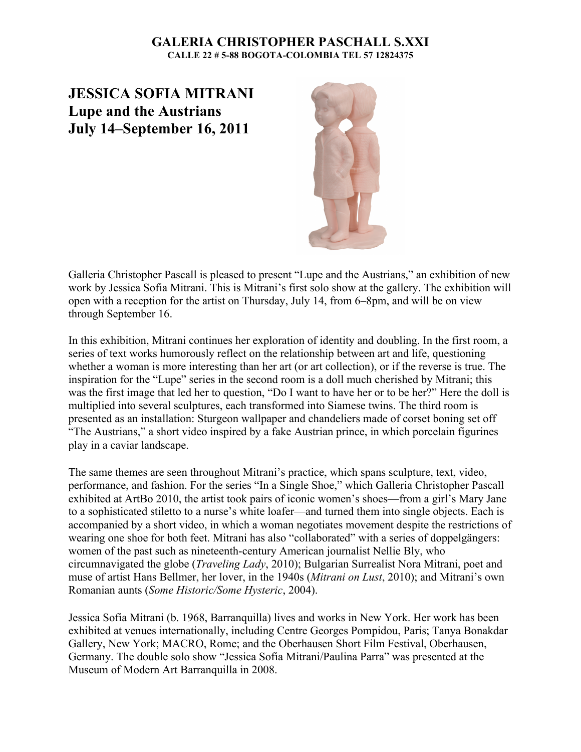**GALERIA CHRISTOPHER PASCHALL S.XXI**
**CALLE 22 # 5-88 BOGOTA-COLOMBIA TEL 57 12824375**

# JESSICA SOFIA MITRANI
# Lupe and the Austrians
# July 14–September 16, 2011

Galleria Christopher Pascall is pleased to present "Lupe and the Austrians," an exhibition of new work by Jessica Sofia Mitrani. This is Mitrani's first solo show at the gallery. The exhibition will open with a reception for the artist on Thursday, July 14, from 6–8pm, and will be on view through September 16.

In this exhibition, Mitrani continues her exploration of identity and doubling. In the first room, a series of text works humorously reflect on the relationship between art and life, questioning whether a woman is more interesting than her art (or art collection), or if the reverse is true. The inspiration for the "Lupe" series in the second room is a doll much cherished by Mitrani; this was the first image that led her to question, "Do I want to have her or to be her?" Here the doll is multiplied into several sculptures, each transformed into Siamese twins. The third room is presented as an installation: Sturgeon wallpaper and chandeliers made of corset boning set off "The Austrians," a short video inspired by a fake Austrian prince, in which porcelain figurines play in a caviar landscape.

The same themes are seen throughout Mitrani's practice, which spans sculpture, text, video, performance, and fashion. For the series "In a Single Shoe," which Galleria Christopher Pascall exhibited at ArtBo 2010, the artist took pairs of iconic women's shoes—from a girl's Mary Jane to a sophisticated stiletto to a nurse's white loafer—and turned them into single objects. Each is accompanied by a short video, in which a woman negotiates movement despite the restrictions of wearing one shoe for both feet. Mitrani has also "collaborated" with a series of doppelgängers: women of the past such as nineteenth-century American journalist Nellie Bly, who circumnavigated the globe (*Traveling Lady*, 2010); Bulgarian Surrealist Nora Mitrani, poet and muse of artist Hans Bellmer, her lover, in the 1940s (*Mitrani on Lust*, 2010); and Mitrani's own Romanian aunts (*Some Historic/Some Hysteric*, 2004).

Jessica Sofia Mitrani (b. 1968, Barranquilla) lives and works in New York. Her work has been exhibited at venues internationally, including Centre Georges Pompidou, Paris; Tanya Bonakdar Gallery, New York; MACRO, Rome; and the Oberhausen Short Film Festival, Oberhausen, Germany. The double solo show "Jessica Sofia Mitrani/Paulina Parra" was presented at the Museum of Modern Art Barranquilla in 2008.